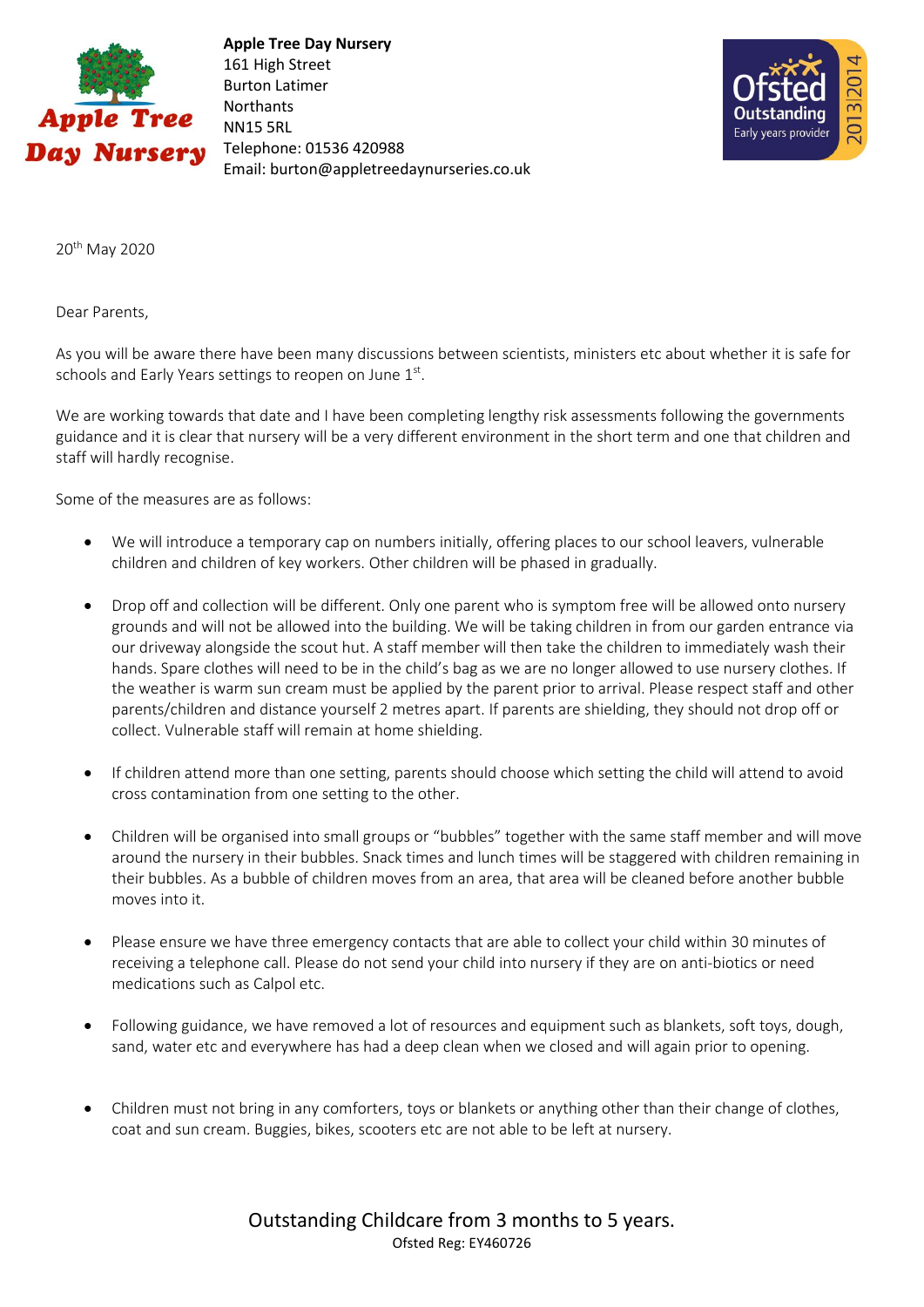**Apple Tree Day Nursery**
161 High Street
Burton Latimer
Northants
NN15 5RL
Telephone: 01536 420988
Email: burton@appletreedaynurseries.co.uk

20th May 2020

Dear Parents,

As you will be aware there have been many discussions between scientists, ministers etc about whether it is safe for schools and Early Years settings to reopen on June 1st.

We are working towards that date and I have been completing lengthy risk assessments following the governments guidance and it is clear that nursery will be a very different environment in the short term and one that children and staff will hardly recognise.

Some of the measures are as follows:

- We will introduce a temporary cap on numbers initially, offering places to our school leavers, vulnerable children and children of key workers. Other children will be phased in gradually.

- Drop off and collection will be different. Only one parent who is symptom free will be allowed onto nursery grounds and will not be allowed into the building. We will be taking children in from our garden entrance via our driveway alongside the scout hut. A staff member will then take the children to immediately wash their hands. Spare clothes will need to be in the child's bag as we are no longer allowed to use nursery clothes. If the weather is warm sun cream must be applied by the parent prior to arrival. Please respect staff and other parents/children and distance yourself 2 metres apart. If parents are shielding, they should not drop off or collect. Vulnerable staff will remain at home shielding.

- If children attend more than one setting, parents should choose which setting the child will attend to avoid cross contamination from one setting to the other.

- Children will be organised into small groups or "bubbles" together with the same staff member and will move around the nursery in their bubbles. Snack times and lunch times will be staggered with children remaining in their bubbles. As a bubble of children moves from an area, that area will be cleaned before another bubble moves into it.

- Please ensure we have three emergency contacts that are able to collect your child within 30 minutes of receiving a telephone call. Please do not send your child into nursery if they are on anti-biotics or need medications such as Calpol etc.

- Following guidance, we have removed a lot of resources and equipment such as blankets, soft toys, dough, sand, water etc and everywhere has had a deep clean when we closed and will again prior to opening.

- Children must not bring in any comforters, toys or blankets or anything other than their change of clothes, coat and sun cream. Buggies, bikes, scooters etc are not able to be left at nursery.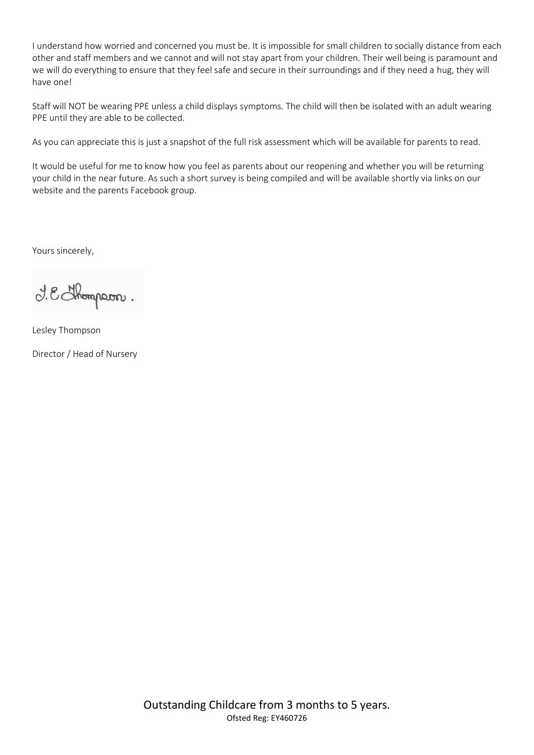I understand how worried and concerned you must be. It is impossible for small children to socially distance from each other and staff members and we cannot and will not stay apart from your children. Their well being is paramount and we will do everything to ensure that they feel safe and secure in their surroundings and if they need a hug, they will have one!

Staff will NOT be wearing PPE unless a child displays symptoms. The child will then be isolated with an adult wearing PPE until they are able to be collected.

As you can appreciate this is just a snapshot of the full risk assessment which will be available for parents to read.

It would be useful for me to know how you feel as parents about our reopening and whether you will be returning your child in the near future. As such a short survey is being compiled and will be available shortly via links on our website and the parents Facebook group.

Yours sincerely,

L.E Thompson.

Lesley Thompson

Director / Head of Nursery

Outstanding Childcare from 3 months to 5 years.

Ofsted Reg: EY460726